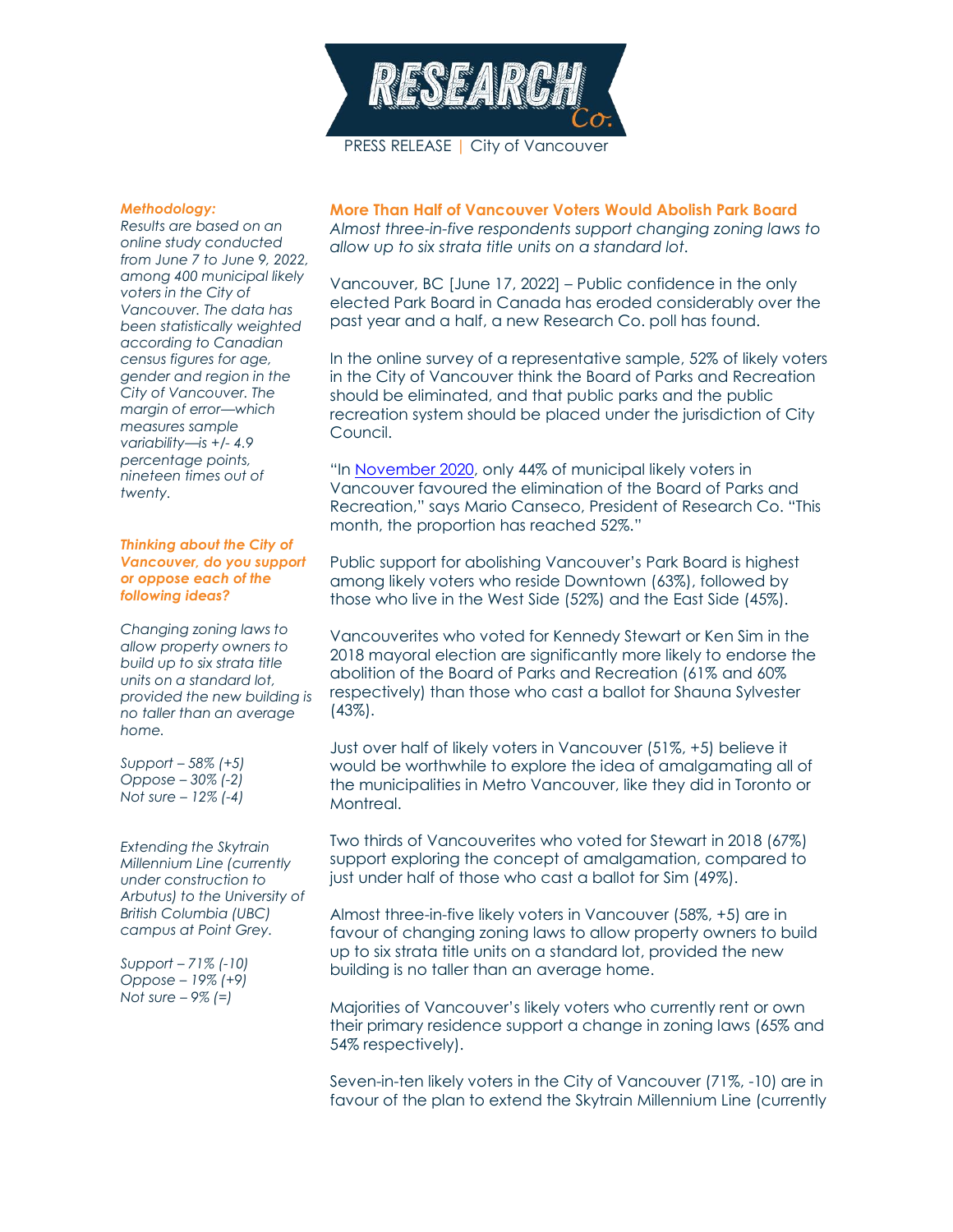PRESS RELEASE | City of Vancouver

## More Than Half of Vancouver Voters Would Abolish Park Board

*Almost three-in-five respondents support changing zoning laws to allow up to six strata title units on a standard lot.*

Vancouver, BC [June 17, 2022] – Public confidence in the only elected Park Board in Canada has eroded considerably over the past year and a half, a new Research Co. poll has found.

In the online survey of a representative sample, 52% of likely voters in the City of Vancouver think the Board of Parks and Recreation should be eliminated, and that public parks and the public recreation system should be placed under the jurisdiction of City Council.

"In November 2020, only 44% of municipal likely voters in Vancouver favoured the elimination of the Board of Parks and Recreation," says Mario Canseco, President of Research Co. "This month, the proportion has reached 52%."

Public support for abolishing Vancouver's Park Board is highest among likely voters who reside Downtown (63%), followed by those who live in the West Side (52%) and the East Side (45%).

Vancouverites who voted for Kennedy Stewart or Ken Sim in the 2018 mayoral election are significantly more likely to endorse the abolition of the Board of Parks and Recreation (61% and 60% respectively) than those who cast a ballot for Shauna Sylvester (43%).

Just over half of likely voters in Vancouver (51%, +5) believe it would be worthwhile to explore the idea of amalgamating all of the municipalities in Metro Vancouver, like they did in Toronto or Montreal.

Two thirds of Vancouverites who voted for Stewart in 2018 (67%) support exploring the concept of amalgamation, compared to just under half of those who cast a ballot for Sim (49%).

Almost three-in-five likely voters in Vancouver (58%, +5) are in favour of changing zoning laws to allow property owners to build up to six strata title units on a standard lot, provided the new building is no taller than an average home.

Majorities of Vancouver's likely voters who currently rent or own their primary residence support a change in zoning laws (65% and 54% respectively).

Seven-in-ten likely voters in the City of Vancouver (71%, -10) are in favour of the plan to extend the Skytrain Millennium Line (currently

***Methodology:***

*Results are based on an online study conducted from June 7 to June 9, 2022, among 400 municipal likely voters in the City of Vancouver. The data has been statistically weighted according to Canadian census figures for age, gender and region in the City of Vancouver. The margin of error—which measures sample variability—is +/- 4.9 percentage points, nineteen times out of twenty.*

***Thinking about the City of Vancouver, do you support or oppose each of the following ideas?***

*Changing zoning laws to allow property owners to build up to six strata title units on a standard lot, provided the new building is no taller than an average home.*

*Support – 58% (+5)*
*Oppose – 30% (-2)*
*Not sure – 12% (-4)*

*Extending the Skytrain Millennium Line (currently under construction to Arbutus) to the University of British Columbia (UBC) campus at Point Grey.*

*Support – 71% (-10)*
*Oppose – 19% (+9)*
*Not sure – 9% (=)*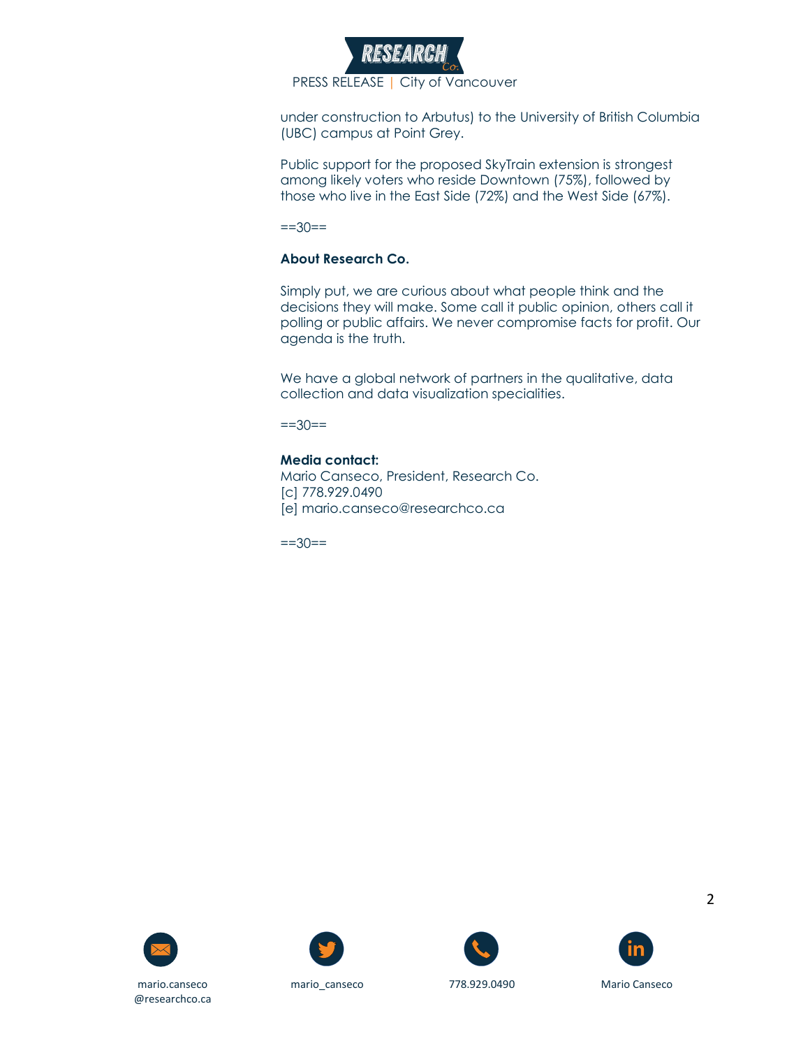under construction to Arbutus) to the University of British Columbia (UBC) campus at Point Grey.

Public support for the proposed SkyTrain extension is strongest among likely voters who reside Downtown (75%), followed by those who live in the East Side (72%) and the West Side (67%).

==30==

**About Research Co.**

Simply put, we are curious about what people think and the decisions they will make. Some call it public opinion, others call it polling or public affairs. We never compromise facts for profit. Our agenda is the truth.

We have a global network of partners in the qualitative, data collection and data visualization specialities.

==30==

**Media contact:**
Mario Canseco, President, Research Co.
[c] 778.929.0490
[e] mario.canseco@researchco.ca

==30==

mario.canseco@researchco.ca

mario_canseco

778.929.0490

Mario Canseco